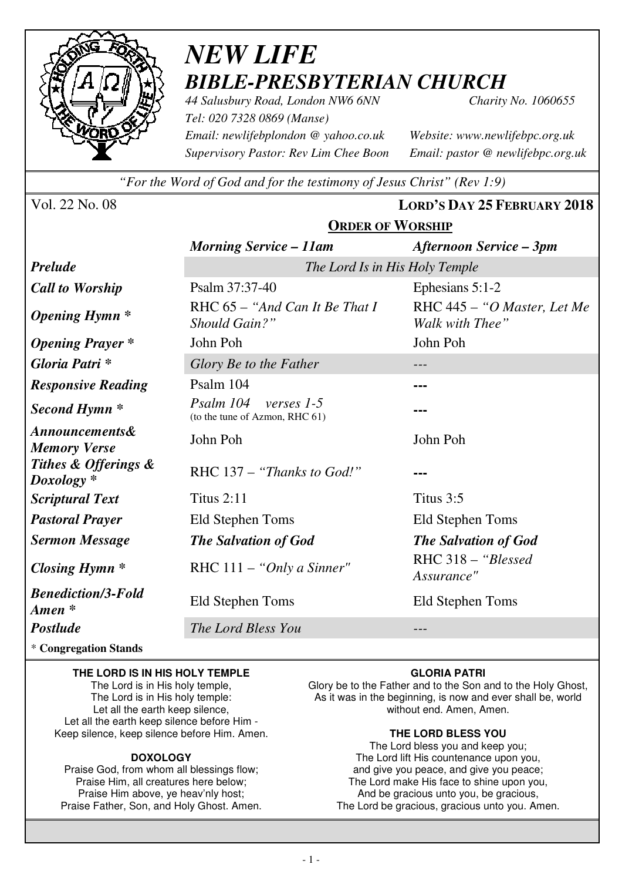# NEW LIFE
## BIBLE-PRESBYTERIAN CHURCH

*44 Salusbury Road, London NW6 6NN* *Charity No. 1060655*
*Tel: 020 7328 0869 (Manse)*
*Email: newlifebplondon @ yahoo.co.uk* *Website: www.newlifebpc.org.uk*
*Supervisory Pastor: Rev Lim Chee Boon* *Email: pastor @ newlifebpc.org.uk*

*"For the Word of God and for the testimony of Jesus Christ" (Rev 1:9)*

Vol. 22 No. 08 **LORD'S DAY 25 FEBRUARY 2018**

**ORDER OF WORSHIP**

| | *Morning Service – 11am* | *Afternoon Service – 3pm* |
|---|---|---|
| ***Prelude*** | *The Lord Is in His Holy Temple* | |
| ***Call to Worship*** | Psalm 37:37-40 | Ephesians 5:1-2 |
| ***Opening Hymn **** | RHC 65 – *"And Can It Be That I Should Gain?"* | RHC 445 – *"O Master, Let Me Walk with Thee"* |
| ***Opening Prayer **** | John Poh | John Poh |
| ***Gloria Patri **** | *Glory Be to the Father* | --- |
| ***Responsive Reading*** | Psalm 104 | --- |
| ***Second Hymn **** | *Psalm 104 verses 1-5* (to the tune of Azmon, RHC 61) | --- |
| ***Announcements& Memory Verse*** | John Poh | John Poh |
| ***Tithes & Offerings & Doxology **** | RHC 137 – *"Thanks to God!"* | --- |
| ***Scriptural Text*** | Titus 2:11 | Titus 3:5 |
| ***Pastoral Prayer*** | Eld Stephen Toms | Eld Stephen Toms |
| ***Sermon Message*** | ***The Salvation of God*** | ***The Salvation of God*** |
| ***Closing Hymn **** | RHC 111 – *"Only a Sinner"* | RHC 318 – *"Blessed Assurance"* |
| ***Benediction/3-Fold Amen **** | Eld Stephen Toms | Eld Stephen Toms |
| ***Postlude*** | *The Lord Bless You* | --- |

* **Congregation Stands**

**THE LORD IS IN HIS HOLY TEMPLE**

The Lord is in His holy temple,
The Lord is in His holy temple:
Let all the earth keep silence,
Let all the earth keep silence before Him -
Keep silence, keep silence before Him. Amen.

**DOXOLOGY**

Praise God, from whom all blessings flow;
Praise Him, all creatures here below;
Praise Him above, ye heav'nly host;
Praise Father, Son, and Holy Ghost. Amen.

**GLORIA PATRI**

Glory be to the Father and to the Son and to the Holy Ghost,
As it was in the beginning, is now and ever shall be, world without end. Amen, Amen.

**THE LORD BLESS YOU**

The Lord bless you and keep you;
The Lord lift His countenance upon you,
and give you peace, and give you peace;
The Lord make His face to shine upon you,
And be gracious unto you, be gracious,
The Lord be gracious, gracious unto you. Amen.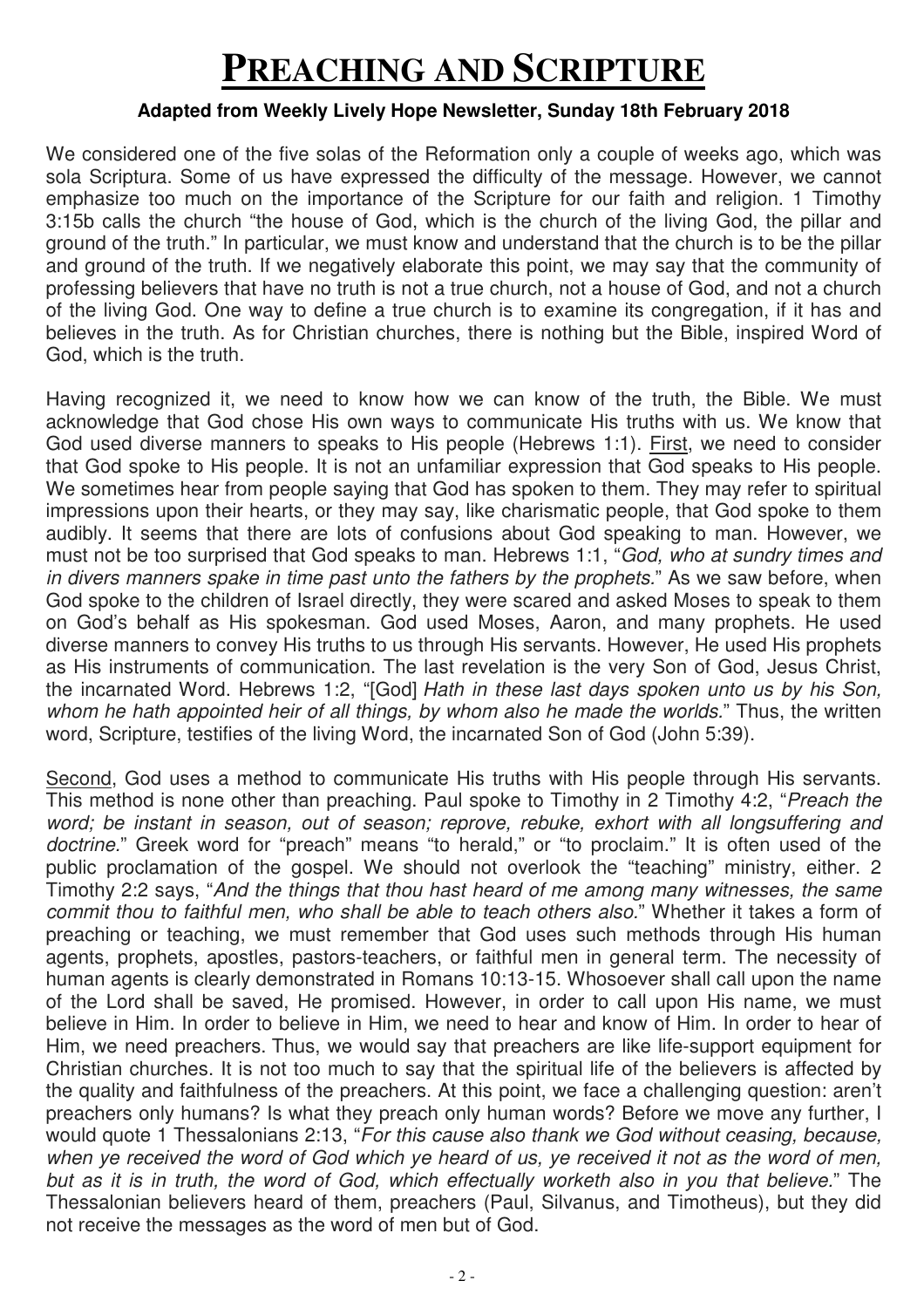# PREACHING AND SCRIPTURE

**Adapted from Weekly Lively Hope Newsletter, Sunday 18th February 2018**

We considered one of the five solas of the Reformation only a couple of weeks ago, which was sola Scriptura. Some of us have expressed the difficulty of the message. However, we cannot emphasize too much on the importance of the Scripture for our faith and religion. 1 Timothy 3:15b calls the church "the house of God, which is the church of the living God, the pillar and ground of the truth." In particular, we must know and understand that the church is to be the pillar and ground of the truth. If we negatively elaborate this point, we may say that the community of professing believers that have no truth is not a true church, not a house of God, and not a church of the living God. One way to define a true church is to examine its congregation, if it has and believes in the truth. As for Christian churches, there is nothing but the Bible, inspired Word of God, which is the truth.

Having recognized it, we need to know how we can know of the truth, the Bible. We must acknowledge that God chose His own ways to communicate His truths with us. We know that God used diverse manners to speaks to His people (Hebrews 1:1). First, we need to consider that God spoke to His people. It is not an unfamiliar expression that God speaks to His people. We sometimes hear from people saying that God has spoken to them. They may refer to spiritual impressions upon their hearts, or they may say, like charismatic people, that God spoke to them audibly. It seems that there are lots of confusions about God speaking to man. However, we must not be too surprised that God speaks to man. Hebrews 1:1, "*God, who at sundry times and in divers manners spake in time past unto the fathers by the prophets.*" As we saw before, when God spoke to the children of Israel directly, they were scared and asked Moses to speak to them on God's behalf as His spokesman. God used Moses, Aaron, and many prophets. He used diverse manners to convey His truths to us through His servants. However, He used His prophets as His instruments of communication. The last revelation is the very Son of God, Jesus Christ, the incarnated Word. Hebrews 1:2, "[God] *Hath in these last days spoken unto us by his Son, whom he hath appointed heir of all things, by whom also he made the worlds.*" Thus, the written word, Scripture, testifies of the living Word, the incarnated Son of God (John 5:39).

Second, God uses a method to communicate His truths with His people through His servants. This method is none other than preaching. Paul spoke to Timothy in 2 Timothy 4:2, "*Preach the word; be instant in season, out of season; reprove, rebuke, exhort with all longsuffering and doctrine.*" Greek word for "preach" means "to herald," or "to proclaim." It is often used of the public proclamation of the gospel. We should not overlook the "teaching" ministry, either. 2 Timothy 2:2 says, "*And the things that thou hast heard of me among many witnesses, the same commit thou to faithful men, who shall be able to teach others also.*" Whether it takes a form of preaching or teaching, we must remember that God uses such methods through His human agents, prophets, apostles, pastors-teachers, or faithful men in general term. The necessity of human agents is clearly demonstrated in Romans 10:13-15. Whosoever shall call upon the name of the Lord shall be saved, He promised. However, in order to call upon His name, we must believe in Him. In order to believe in Him, we need to hear and know of Him. In order to hear of Him, we need preachers. Thus, we would say that preachers are like life-support equipment for Christian churches. It is not too much to say that the spiritual life of the believers is affected by the quality and faithfulness of the preachers. At this point, we face a challenging question: aren't preachers only humans? Is what they preach only human words? Before we move any further, I would quote 1 Thessalonians 2:13, "*For this cause also thank we God without ceasing, because, when ye received the word of God which ye heard of us, ye received it not as the word of men, but as it is in truth, the word of God, which effectually worketh also in you that believe.*" The Thessalonian believers heard of them, preachers (Paul, Silvanus, and Timotheus), but they did not receive the messages as the word of men but of God.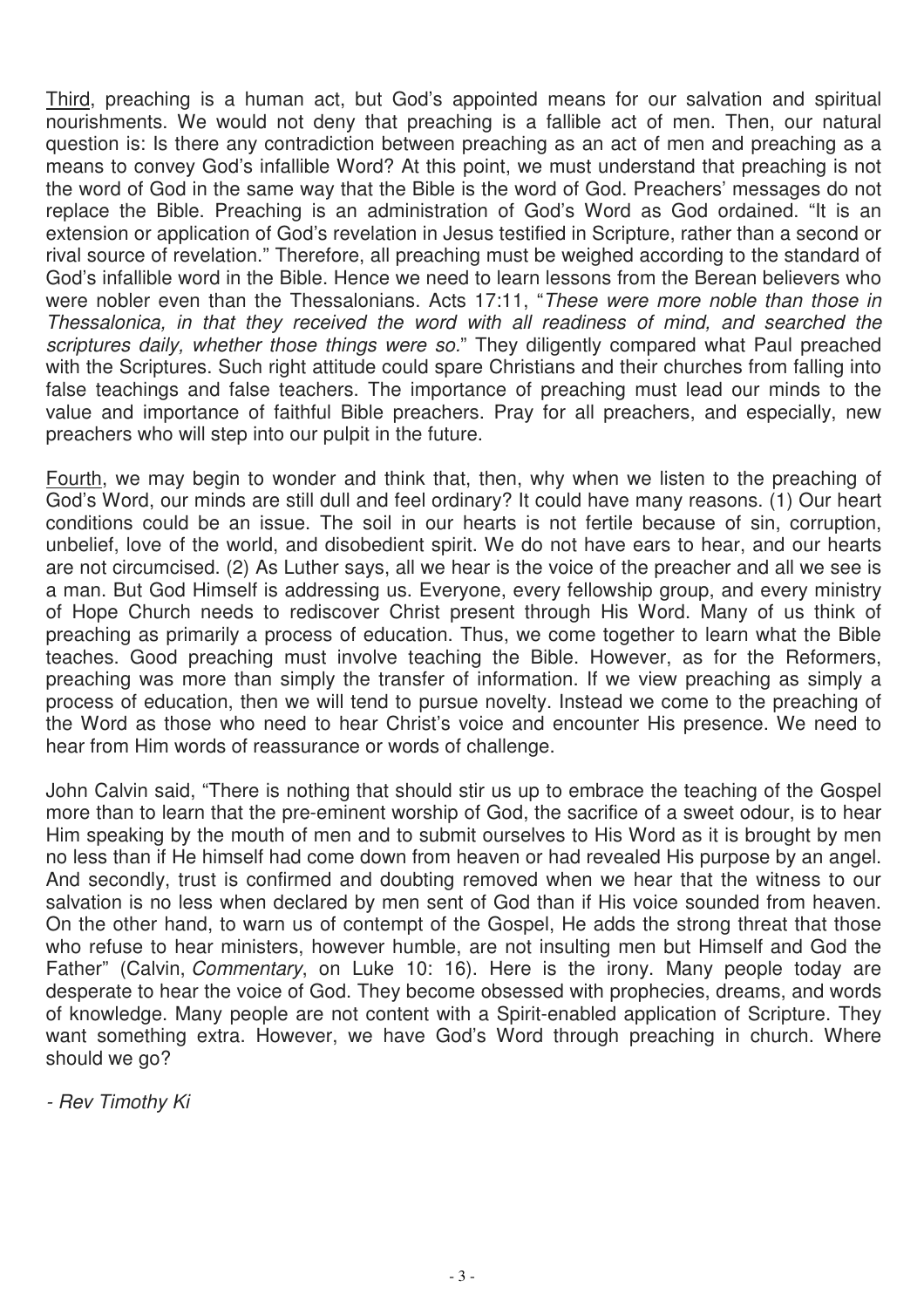Third, preaching is a human act, but God's appointed means for our salvation and spiritual nourishments. We would not deny that preaching is a fallible act of men. Then, our natural question is: Is there any contradiction between preaching as an act of men and preaching as a means to convey God's infallible Word? At this point, we must understand that preaching is not the word of God in the same way that the Bible is the word of God. Preachers' messages do not replace the Bible. Preaching is an administration of God's Word as God ordained. "It is an extension or application of God's revelation in Jesus testified in Scripture, rather than a second or rival source of revelation." Therefore, all preaching must be weighed according to the standard of God's infallible word in the Bible. Hence we need to learn lessons from the Berean believers who were nobler even than the Thessalonians. Acts 17:11, "*These were more noble than those in Thessalonica, in that they received the word with all readiness of mind, and searched the scriptures daily, whether those things were so.*" They diligently compared what Paul preached with the Scriptures. Such right attitude could spare Christians and their churches from falling into false teachings and false teachers. The importance of preaching must lead our minds to the value and importance of faithful Bible preachers. Pray for all preachers, and especially, new preachers who will step into our pulpit in the future.

Fourth, we may begin to wonder and think that, then, why when we listen to the preaching of God's Word, our minds are still dull and feel ordinary? It could have many reasons. (1) Our heart conditions could be an issue. The soil in our hearts is not fertile because of sin, corruption, unbelief, love of the world, and disobedient spirit. We do not have ears to hear, and our hearts are not circumcised. (2) As Luther says, all we hear is the voice of the preacher and all we see is a man. But God Himself is addressing us. Everyone, every fellowship group, and every ministry of Hope Church needs to rediscover Christ present through His Word. Many of us think of preaching as primarily a process of education. Thus, we come together to learn what the Bible teaches. Good preaching must involve teaching the Bible. However, as for the Reformers, preaching was more than simply the transfer of information. If we view preaching as simply a process of education, then we will tend to pursue novelty. Instead we come to the preaching of the Word as those who need to hear Christ's voice and encounter His presence. We need to hear from Him words of reassurance or words of challenge.

John Calvin said, "There is nothing that should stir us up to embrace the teaching of the Gospel more than to learn that the pre-eminent worship of God, the sacrifice of a sweet odour, is to hear Him speaking by the mouth of men and to submit ourselves to His Word as it is brought by men no less than if He himself had come down from heaven or had revealed His purpose by an angel. And secondly, trust is confirmed and doubting removed when we hear that the witness to our salvation is no less when declared by men sent of God than if His voice sounded from heaven. On the other hand, to warn us of contempt of the Gospel, He adds the strong threat that those who refuse to hear ministers, however humble, are not insulting men but Himself and God the Father" (Calvin, *Commentary*, on Luke 10: 16). Here is the irony. Many people today are desperate to hear the voice of God. They become obsessed with prophecies, dreams, and words of knowledge. Many people are not content with a Spirit-enabled application of Scripture. They want something extra. However, we have God's Word through preaching in church. Where should we go?

*- Rev Timothy Ki*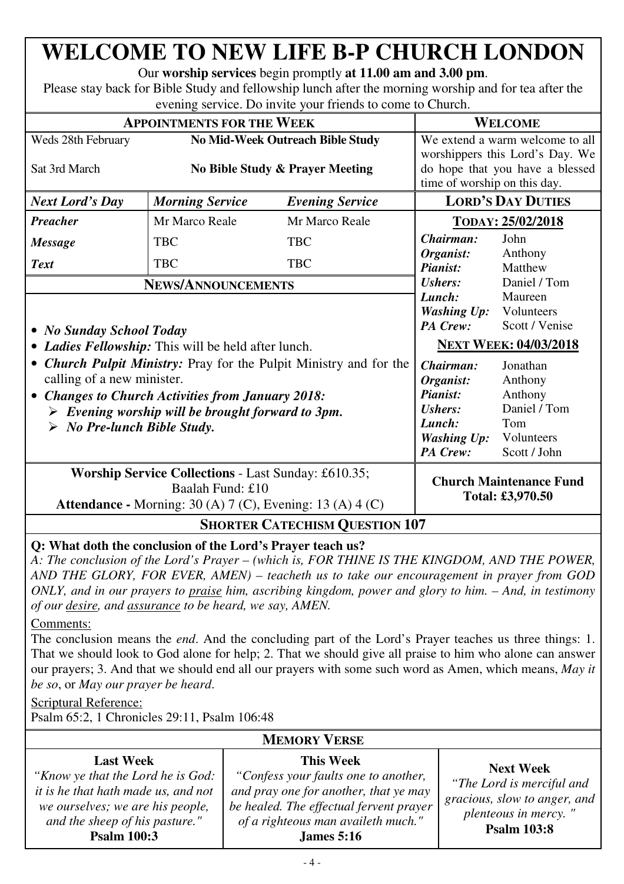# WELCOME TO NEW LIFE B-P CHURCH LONDON

Our **worship services** begin promptly **at 11.00 am and 3.00 pm**.

Please stay back for Bible Study and fellowship lunch after the morning worship and for tea after the evening service. Do invite your friends to come to Church.

## APPOINTMENTS FOR THE WEEK

| | |
|---|---|
| Weds 28th February | **No Mid-Week Outreach Bible Study** |
| Sat 3rd March | **No Bible Study & Prayer Meeting** |

| ***Next Lord's Day*** | ***Morning Service*** | ***Evening Service*** |
|---|---|---|
| ***Preacher*** | Mr Marco Reale | Mr Marco Reale |
| ***Message*** | TBC | TBC |
| ***Text*** | TBC | TBC |

## WELCOME

We extend a warm welcome to all worshippers this Lord's Day. We do hope that you have a blessed time of worship on this day.

## LORD'S DAY DUTIES

**TODAY: 25/02/2018**

| | |
|---|---|
| ***Chairman:*** | John |
| ***Organist:*** | Anthony |
| ***Pianist:*** | Matthew |
| ***Ushers:*** | Daniel / Tom |
| ***Lunch:*** | Maureen |
| ***Washing Up:*** | Volunteers |
| ***PA Crew:*** | Scott / Venise |

**NEXT WEEK: 04/03/2018**

| | |
|---|---|
| ***Chairman:*** | Jonathan |
| ***Organist:*** | Anthony |
| ***Pianist:*** | Anthony |
| ***Ushers:*** | Daniel / Tom |
| ***Lunch:*** | Tom |
| ***Washing Up:*** | Volunteers |
| ***PA Crew:*** | Scott / John |

## NEWS/ANNOUNCEMENTS

- ***No Sunday School Today***
- ***Ladies Fellowship:*** This will be held after lunch.
- ***Church Pulpit Ministry:*** Pray for the Pulpit Ministry and for the calling of a new minister.
- ***Changes to Church Activities from January 2018:***
  - ***Evening worship will be brought forward to 3pm.***
  - ***No Pre-lunch Bible Study.***

**Worship Service Collections** - Last Sunday: £610.35;
Baalah Fund: £10
**Attendance -** Morning: 30 (A) 7 (C), Evening: 13 (A) 4 (C)

**Church Maintenance Fund**
**Total: £3,970.50**

## SHORTER CATECHISM QUESTION 107

**Q: What doth the conclusion of the Lord's Prayer teach us?**

*A: The conclusion of the Lord's Prayer – (which is, FOR THINE IS THE KINGDOM, AND THE POWER, AND THE GLORY, FOR EVER, AMEN) – teacheth us to take our encouragement in prayer from GOD ONLY, and in our prayers to praise him, ascribing kingdom, power and glory to him. – And, in testimony of our desire, and assurance to be heard, we say, AMEN.*

Comments:

The conclusion means the *end*. And the concluding part of the Lord's Prayer teaches us three things: 1. That we should look to God alone for help; 2. That we should give all praise to him who alone can answer our prayers; 3. And that we should end all our prayers with some such word as Amen, which means, *May it be so*, or *May our prayer be heard*.

Scriptural Reference:

Psalm 65:2, 1 Chronicles 29:11, Psalm 106:48

## MEMORY VERSE

| Last Week | This Week | Next Week |
|---|---|---|
| *"Know ye that the Lord he is God: it is he that hath made us, and not we ourselves; we are his people, and the sheep of his pasture."* **Psalm 100:3** | *"Confess your faults one to another, and pray one for another, that ye may be healed. The effectual fervent prayer of a righteous man availeth much."* **James 5:16** | *"The Lord is merciful and gracious, slow to anger, and plenteous in mercy. "* **Psalm 103:8** |